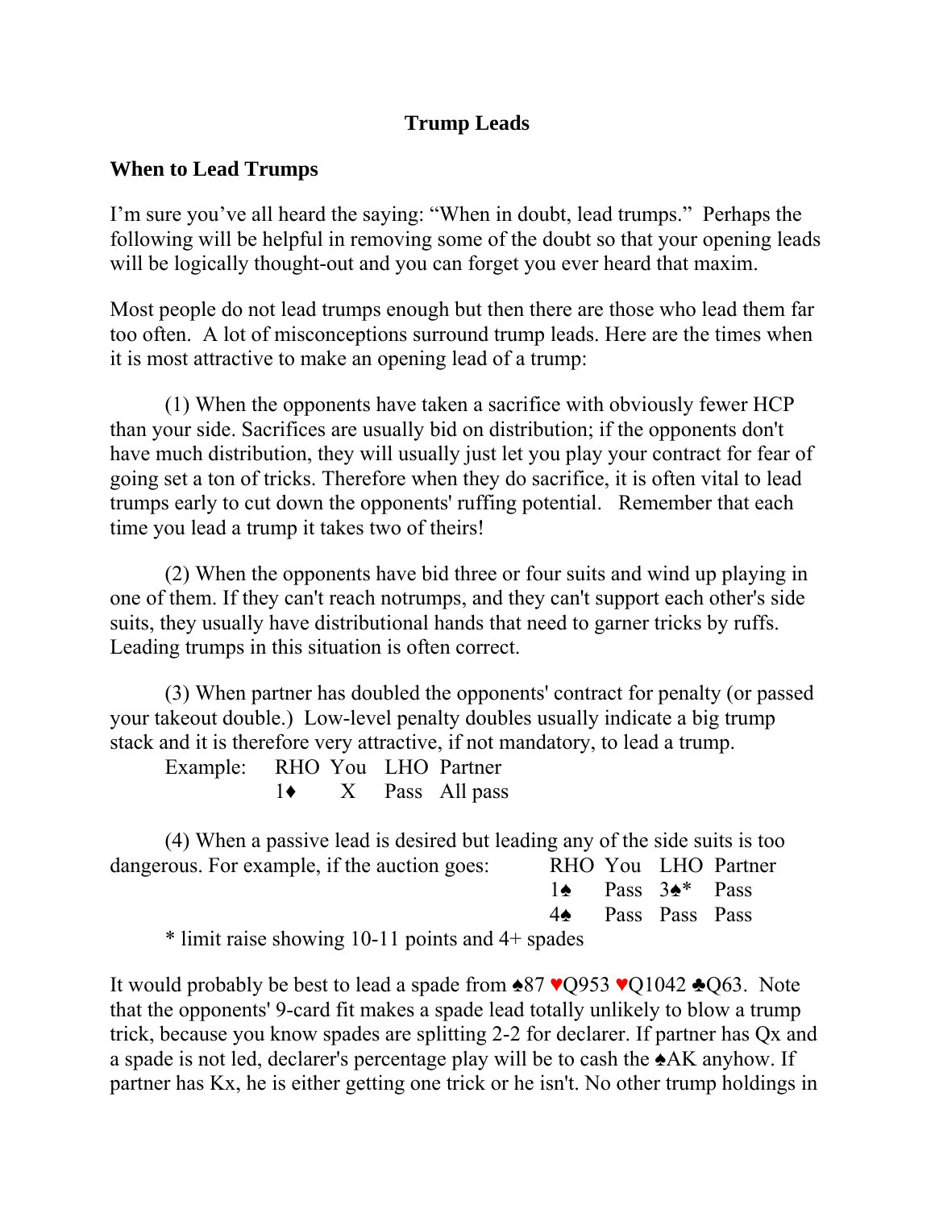# Trump Leads

## When to Lead Trumps

I'm sure you've all heard the saying: "When in doubt, lead trumps." Perhaps the following will be helpful in removing some of the doubt so that your opening leads will be logically thought-out and you can forget you ever heard that maxim.

Most people do not lead trumps enough but then there are those who lead them far too often. A lot of misconceptions surround trump leads. Here are the times when it is most attractive to make an opening lead of a trump:

(1) When the opponents have taken a sacrifice with obviously fewer HCP than your side. Sacrifices are usually bid on distribution; if the opponents don't have much distribution, they will usually just let you play your contract for fear of going set a ton of tricks. Therefore when they do sacrifice, it is often vital to lead trumps early to cut down the opponents' ruffing potential. Remember that each time you lead a trump it takes two of theirs!

(2) When the opponents have bid three or four suits and wind up playing in one of them. If they can't reach notrumps, and they can't support each other's side suits, they usually have distributional hands that need to garner tricks by ruffs. Leading trumps in this situation is often correct.

(3) When partner has doubled the opponents' contract for penalty (or passed your takeout double.) Low-level penalty doubles usually indicate a big trump stack and it is therefore very attractive, if not mandatory, to lead a trump.

Example:

| RHO | You | LHO | Partner |
|---|---|---|---|
| 1♦ | X | Pass | All pass |

(4) When a passive lead is desired but leading any of the side suits is too dangerous. For example, if the auction goes:

| RHO | You | LHO | Partner |
|---|---|---|---|
| 1♠ | Pass | 3♠* | Pass |
| 4♠ | Pass | Pass | Pass |

\* limit raise showing 10-11 points and 4+ spades

It would probably be best to lead a spade from ♠87 ♥Q953 ♥Q1042 ♣Q63. Note that the opponents' 9-card fit makes a spade lead totally unlikely to blow a trump trick, because you know spades are splitting 2-2 for declarer. If partner has Qx and a spade is not led, declarer's percentage play will be to cash the ♠AK anyhow. If partner has Kx, he is either getting one trick or he isn't. No other trump holdings in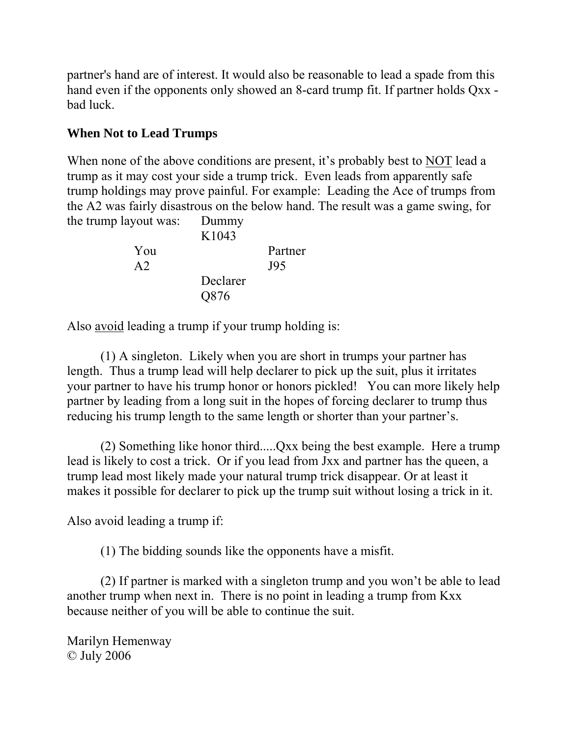partner's hand are of interest. It would also be reasonable to lead a spade from this hand even if the opponents only showed an 8-card trump fit. If partner holds Qxx - bad luck.

## When Not to Lead Trumps

When none of the above conditions are present, it's probably best to <u>NOT</u> lead a trump as it may cost your side a trump trick. Even leads from apparently safe trump holdings may prove painful. For example: Leading the Ace of trumps from the A2 was fairly disastrous on the below hand. The result was a game swing, for the trump layout was:

```
                    Dummy
                    K1043
       You                      Partner
       A2                       J95
                    Declarer
                    Q876
```

Also <u>avoid</u> leading a trump if your trump holding is:

(1) A singleton. Likely when you are short in trumps your partner has length. Thus a trump lead will help declarer to pick up the suit, plus it irritates your partner to have his trump honor or honors pickled! You can more likely help partner by leading from a long suit in the hopes of forcing declarer to trump thus reducing his trump length to the same length or shorter than your partner's.

(2) Something like honor third.....Qxx being the best example. Here a trump lead is likely to cost a trick. Or if you lead from Jxx and partner has the queen, a trump lead most likely made your natural trump trick disappear. Or at least it makes it possible for declarer to pick up the trump suit without losing a trick in it.

Also avoid leading a trump if:

(1) The bidding sounds like the opponents have a misfit.

(2) If partner is marked with a singleton trump and you won't be able to lead another trump when next in. There is no point in leading a trump from Kxx because neither of you will be able to continue the suit.

Marilyn Hemenway
© July 2006